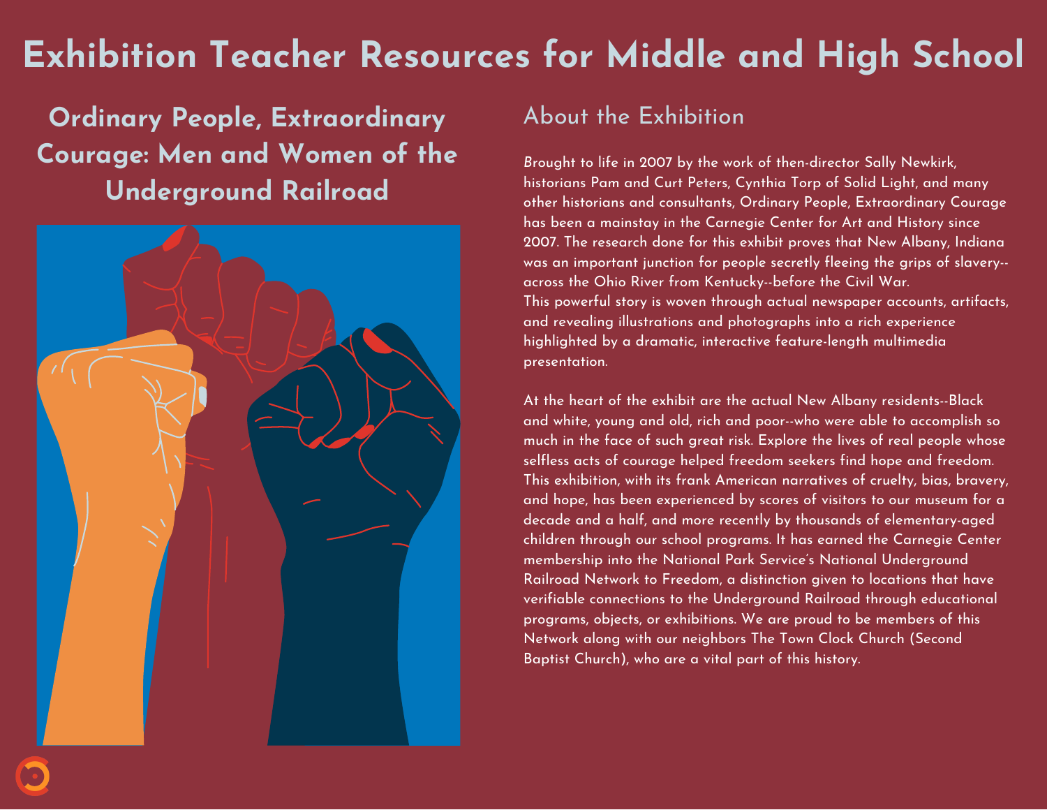# Exhibition Teacher Resources for Middle and High School

## Ordinary People, Extraordinary Courage: Men and Women of the Underground Railroad

## About the Exhibition

Brought to life in 2007 by the work of then-director Sally Newkirk, historians Pam and Curt Peters, Cynthia Torp of Solid Light, and many other historians and consultants, Ordinary People, Extraordinary Courage has been a mainstay in the Carnegie Center for Art and History since 2007. The research done for this exhibit proves that New Albany, Indiana was an important junction for people secretly fleeing the grips of slavery--across the Ohio River from Kentucky--before the Civil War.
This powerful story is woven through actual newspaper accounts, artifacts, and revealing illustrations and photographs into a rich experience highlighted by a dramatic, interactive feature-length multimedia presentation.

At the heart of the exhibit are the actual New Albany residents--Black and white, young and old, rich and poor--who were able to accomplish so much in the face of such great risk. Explore the lives of real people whose selfless acts of courage helped freedom seekers find hope and freedom. This exhibition, with its frank American narratives of cruelty, bias, bravery, and hope, has been experienced by scores of visitors to our museum for a decade and a half, and more recently by thousands of elementary-aged children through our school programs. It has earned the Carnegie Center membership into the National Park Service's National Underground Railroad Network to Freedom, a distinction given to locations that have verifiable connections to the Underground Railroad through educational programs, objects, or exhibitions. We are proud to be members of this Network along with our neighbors The Town Clock Church (Second Baptist Church), who are a vital part of this history.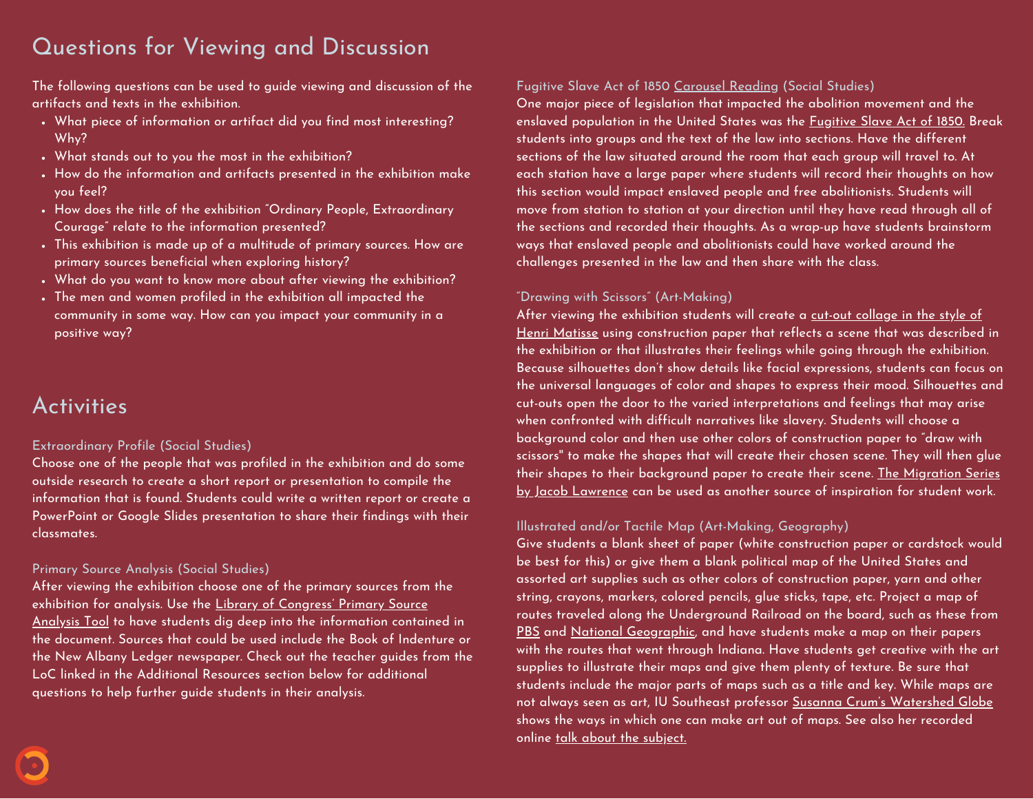## Questions for Viewing and Discussion

The following questions can be used to guide viewing and discussion of the artifacts and texts in the exhibition.

- What piece of information or artifact did you find most interesting? Why?
- What stands out to you the most in the exhibition?
- How do the information and artifacts presented in the exhibition make you feel?
- How does the title of the exhibition "Ordinary People, Extraordinary Courage" relate to the information presented?
- This exhibition is made up of a multitude of primary sources. How are primary sources beneficial when exploring history?
- What do you want to know more about after viewing the exhibition?
- The men and women profiled in the exhibition all impacted the community in some way. How can you impact your community in a positive way?

## Activities

### Extraordinary Profile (Social Studies)

Choose one of the people that was profiled in the exhibition and do some outside research to create a short report or presentation to compile the information that is found. Students could write a written report or create a PowerPoint or Google Slides presentation to share their findings with their classmates.

### Primary Source Analysis (Social Studies)

After viewing the exhibition choose one of the primary sources from the exhibition for analysis. Use the Library of Congress' Primary Source Analysis Tool to have students dig deep into the information contained in the document. Sources that could be used include the Book of Indenture or the New Albany Ledger newspaper. Check out the teacher guides from the LoC linked in the Additional Resources section below for additional questions to help further guide students in their analysis.

### Fugitive Slave Act of 1850 Carousel Reading (Social Studies)

One major piece of legislation that impacted the abolition movement and the enslaved population in the United States was the Fugitive Slave Act of 1850. Break students into groups and the text of the law into sections. Have the different sections of the law situated around the room that each group will travel to. At each station have a large paper where students will record their thoughts on how this section would impact enslaved people and free abolitionists. Students will move from station to station at your direction until they have read through all of the sections and recorded their thoughts. As a wrap-up have students brainstorm ways that enslaved people and abolitionists could have worked around the challenges presented in the law and then share with the class.

### "Drawing with Scissors" (Art-Making)

After viewing the exhibition students will create a cut-out collage in the style of Henri Matisse using construction paper that reflects a scene that was described in the exhibition or that illustrates their feelings while going through the exhibition. Because silhouettes don't show details like facial expressions, students can focus on the universal languages of color and shapes to express their mood. Silhouettes and cut-outs open the door to the varied interpretations and feelings that may arise when confronted with difficult narratives like slavery. Students will choose a background color and then use other colors of construction paper to "draw with scissors" to make the shapes that will create their chosen scene. They will then glue their shapes to their background paper to create their scene. The Migration Series by Jacob Lawrence can be used as another source of inspiration for student work.

### Illustrated and/or Tactile Map (Art-Making, Geography)

Give students a blank sheet of paper (white construction paper or cardstock would be best for this) or give them a blank political map of the United States and assorted art supplies such as other colors of construction paper, yarn and other string, crayons, markers, colored pencils, glue sticks, tape, etc. Project a map of routes traveled along the Underground Railroad on the board, such as these from PBS and National Geographic, and have students make a map on their papers with the routes that went through Indiana. Have students get creative with the art supplies to illustrate their maps and give them plenty of texture. Be sure that students include the major parts of maps such as a title and key. While maps are not always seen as art, IU Southeast professor Susanna Crum's Watershed Globe shows the ways in which one can make art out of maps. See also her recorded online talk about the subject.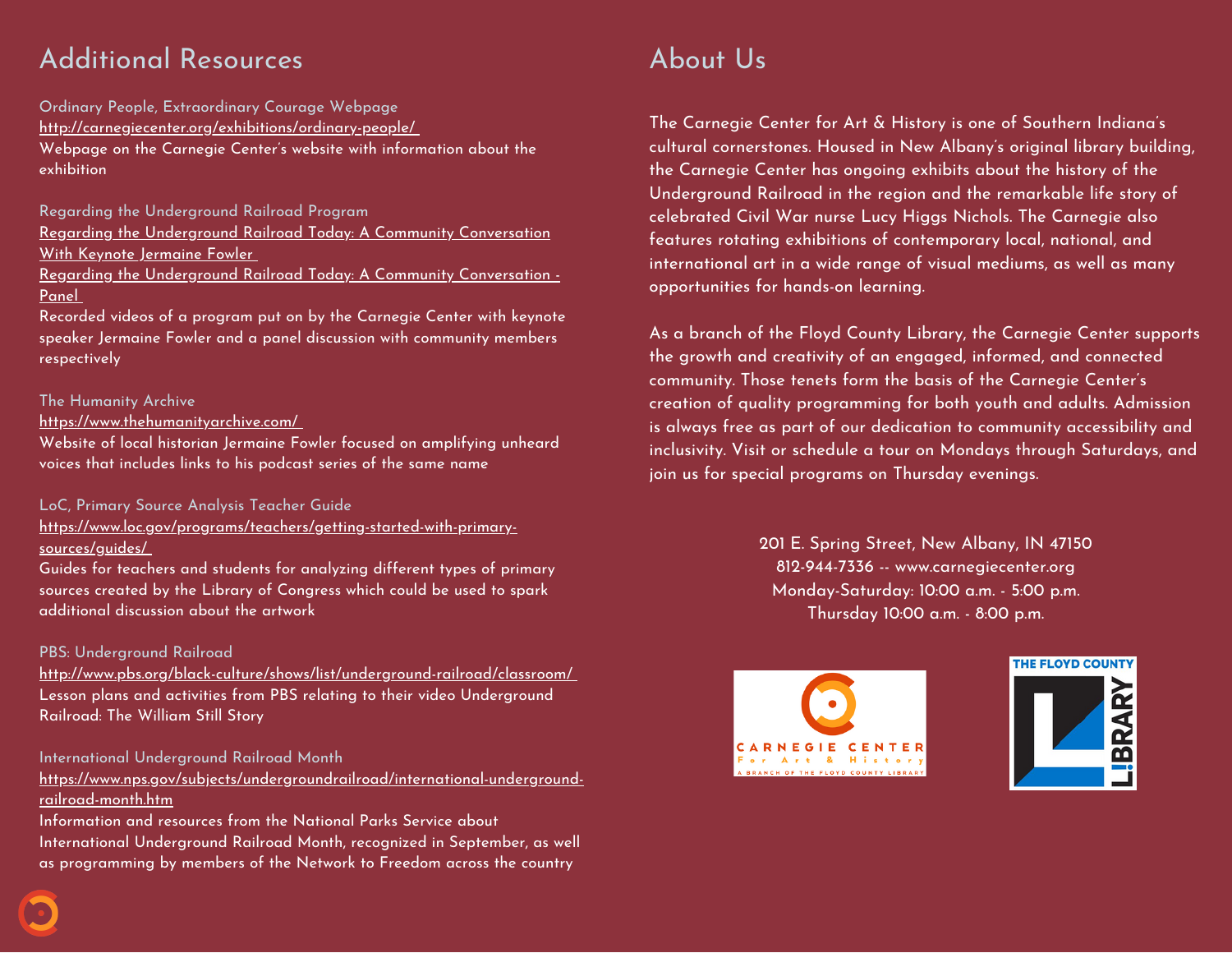## Additional Resources

Ordinary People, Extraordinary Courage Webpage
http://carnegiecenter.org/exhibitions/ordinary-people/
Webpage on the Carnegie Center's website with information about the exhibition

Regarding the Underground Railroad Program
Regarding the Underground Railroad Today: A Community Conversation With Keynote Jermaine Fowler
Regarding the Underground Railroad Today: A Community Conversation - Panel
Recorded videos of a program put on by the Carnegie Center with keynote speaker Jermaine Fowler and a panel discussion with community members respectively

The Humanity Archive
https://www.thehumanityarchive.com/
Website of local historian Jermaine Fowler focused on amplifying unheard voices that includes links to his podcast series of the same name

LoC, Primary Source Analysis Teacher Guide
https://www.loc.gov/programs/teachers/getting-started-with-primary-sources/guides/
Guides for teachers and students for analyzing different types of primary sources created by the Library of Congress which could be used to spark additional discussion about the artwork

PBS: Underground Railroad
http://www.pbs.org/black-culture/shows/list/underground-railroad/classroom/
Lesson plans and activities from PBS relating to their video Underground Railroad: The William Still Story

International Underground Railroad Month
https://www.nps.gov/subjects/undergroundrailroad/international-underground-railroad-month.htm
Information and resources from the National Parks Service about International Underground Railroad Month, recognized in September, as well as programming by members of the Network to Freedom across the country

## About Us

The Carnegie Center for Art & History is one of Southern Indiana's cultural cornerstones. Housed in New Albany's original library building, the Carnegie Center has ongoing exhibits about the history of the Underground Railroad in the region and the remarkable life story of celebrated Civil War nurse Lucy Higgs Nichols. The Carnegie also features rotating exhibitions of contemporary local, national, and international art in a wide range of visual mediums, as well as many opportunities for hands-on learning.

As a branch of the Floyd County Library, the Carnegie Center supports the growth and creativity of an engaged, informed, and connected community. Those tenets form the basis of the Carnegie Center's creation of quality programming for both youth and adults. Admission is always free as part of our dedication to community accessibility and inclusivity. Visit or schedule a tour on Mondays through Saturdays, and join us for special programs on Thursday evenings.

201 E. Spring Street, New Albany, IN 47150
812-944-7336 -- www.carnegiecenter.org
Monday-Saturday: 10:00 a.m. - 5:00 p.m.
Thursday 10:00 a.m. - 8:00 p.m.

CARNEGIE CENTER
For Art & History
A BRANCH OF THE FLOYD COUNTY LIBRARY

THE FLOYD COUNTY LIBRARY